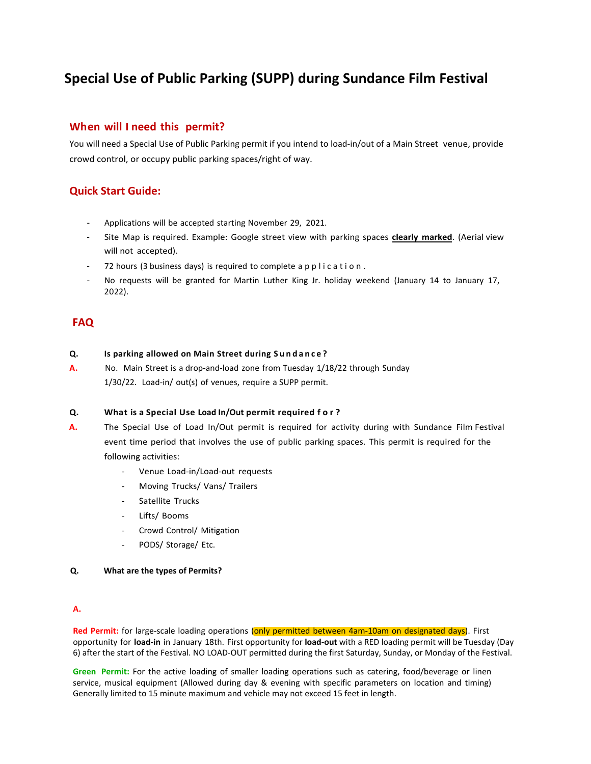# Special Use of Public Parking (SUPP) during Sundance Film Festival

## When will I need this permit?

You will need a Special Use of Public Parking permit if you intend to load-in/out of a Main Street venue, provide crowd control, or occupy public parking spaces/right of way.

## Quick Start Guide:

- Applications will be accepted starting November 29, 2021.
- Site Map is required. Example: Google street view with parking spaces **clearly marked**. (Aerial view will not accepted).
- 72 hours (3 business days) is required to complete application.
- No requests will be granted for Martin Luther King Jr. holiday weekend (January 14 to January 17, 2022).

## FAQ

**Q. Is parking allowed on Main Street during Sundance?**

**A.** No. Main Street is a drop-and-load zone from Tuesday 1/18/22 through Sunday 1/30/22. Load-in/ out(s) of venues, require a SUPP permit.

**Q. What is a Special Use Load In/Out permit required for?**

**A.** The Special Use of Load In/Out permit is required for activity during with Sundance Film Festival event time period that involves the use of public parking spaces. This permit is required for the following activities:

- Venue Load-in/Load-out requests
- Moving Trucks/ Vans/ Trailers
- Satellite Trucks
- Lifts/ Booms
- Crowd Control/ Mitigation
- PODS/ Storage/ Etc.

**Q. What are the types of Permits?**

**A.**

**Red Permit:** for large-scale loading operations (only permitted between 4am-10am on designated days). First opportunity for **load-in** in January 18th. First opportunity for **load-out** with a RED loading permit will be Tuesday (Day 6) after the start of the Festival. NO LOAD-OUT permitted during the first Saturday, Sunday, or Monday of the Festival.

**Green Permit:** For the active loading of smaller loading operations such as catering, food/beverage or linen service, musical equipment (Allowed during day & evening with specific parameters on location and timing) Generally limited to 15 minute maximum and vehicle may not exceed 15 feet in length.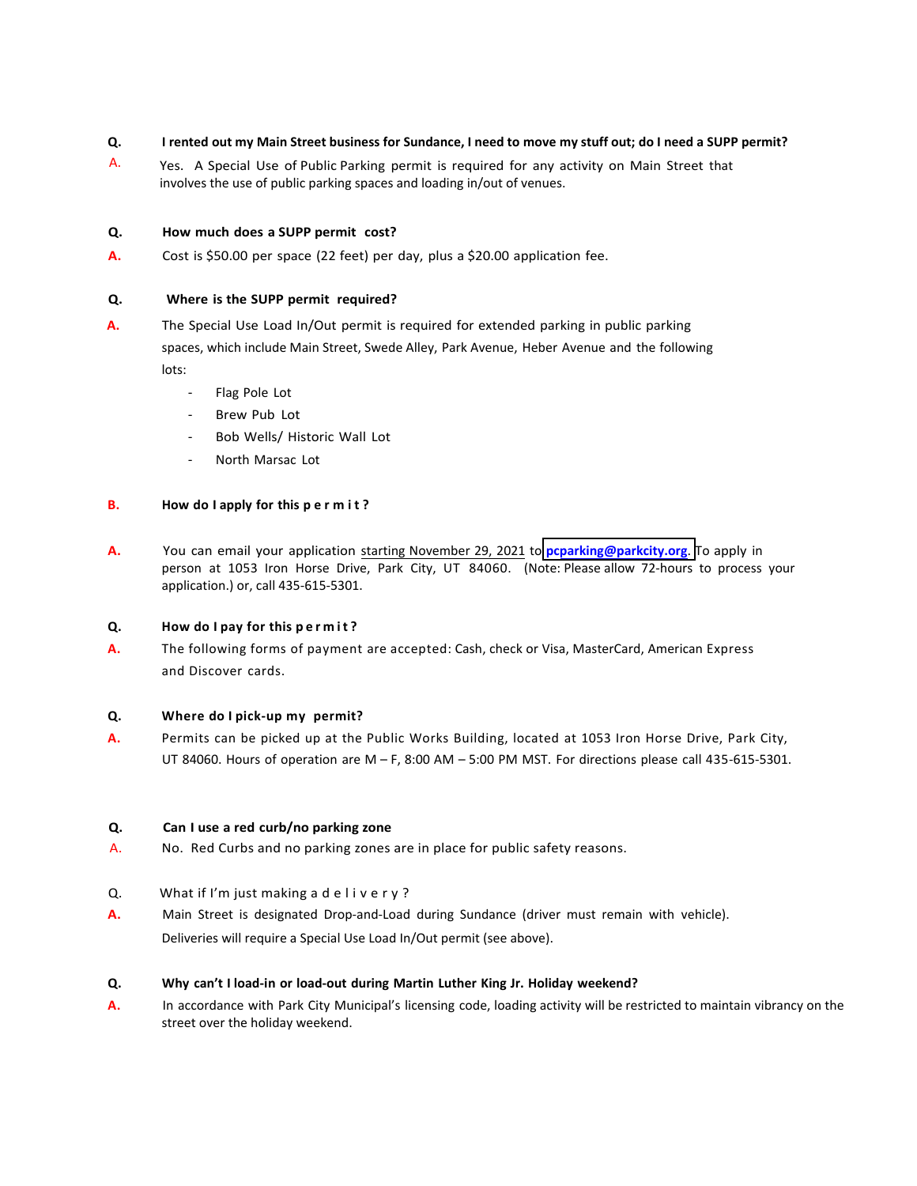**Q. I rented out my Main Street business for Sundance, I need to move my stuff out; do I need a SUPP permit?**

A. Yes. A Special Use of Public Parking permit is required for any activity on Main Street that involves the use of public parking spaces and loading in/out of venues.

**Q. How much does a SUPP permit cost?**

**A.** Cost is $50.00 per space (22 feet) per day, plus a $20.00 application fee.

**Q. Where is the SUPP permit required?**

**A.** The Special Use Load In/Out permit is required for extended parking in public parking spaces, which include Main Street, Swede Alley, Park Avenue, Heber Avenue and the following lots:

- Flag Pole Lot
- Brew Pub Lot
- Bob Wells/ Historic Wall Lot
- North Marsac Lot

**B. How do I apply for this permit?**

**A.** You can email your application starting November 29, 2021 to **pcparking@parkcity.org**. To apply in person at 1053 Iron Horse Drive, Park City, UT 84060. (Note: Please allow 72-hours to process your application.) or, call 435-615-5301.

**Q. How do I pay for this permit?**

**A.** The following forms of payment are accepted: Cash, check or Visa, MasterCard, American Express and Discover cards.

**Q. Where do I pick-up my permit?**

**A.** Permits can be picked up at the Public Works Building, located at 1053 Iron Horse Drive, Park City, UT 84060. Hours of operation are M – F, 8:00 AM – 5:00 PM MST. For directions please call 435-615-5301.

**Q. Can I use a red curb/no parking zone**

A. No. Red Curbs and no parking zones are in place for public safety reasons.

Q. What if I'm just making a delivery?

**A.** Main Street is designated Drop-and-Load during Sundance (driver must remain with vehicle). Deliveries will require a Special Use Load In/Out permit (see above).

**Q. Why can't I load-in or load-out during Martin Luther King Jr. Holiday weekend?**

**A.** In accordance with Park City Municipal's licensing code, loading activity will be restricted to maintain vibrancy on the street over the holiday weekend.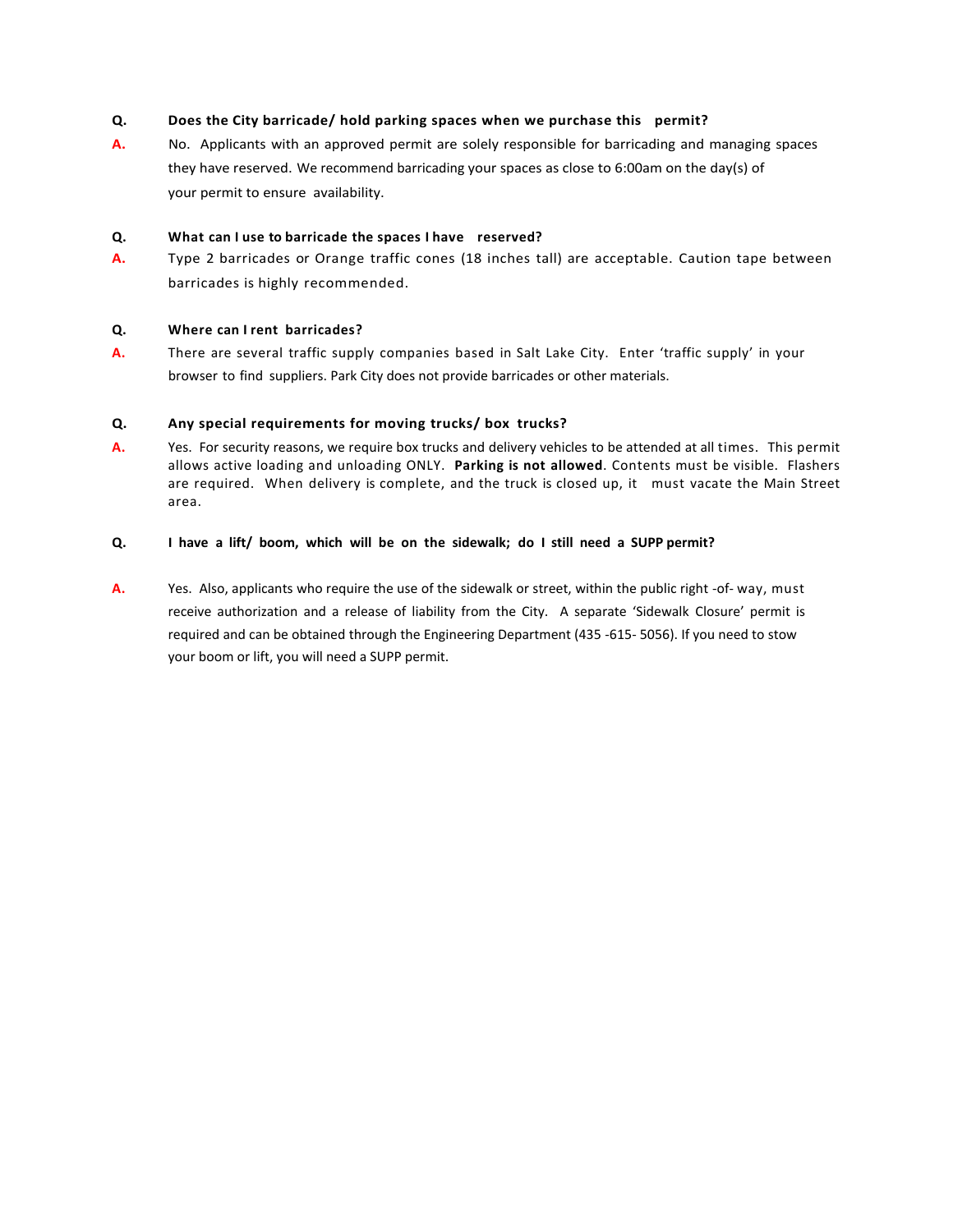**Q.** **Does the City barricade/ hold parking spaces when we purchase this permit?**

**A.** No. Applicants with an approved permit are solely responsible for barricading and managing spaces they have reserved. We recommend barricading your spaces as close to 6:00am on the day(s) of your permit to ensure availability.

**Q.** **What can I use to barricade the spaces I have reserved?**

**A.** Type 2 barricades or Orange traffic cones (18 inches tall) are acceptable. Caution tape between barricades is highly recommended.

**Q.** **Where can I rent barricades?**

**A.** There are several traffic supply companies based in Salt Lake City. Enter 'traffic supply' in your browser to find suppliers. Park City does not provide barricades or other materials.

**Q.** **Any special requirements for moving trucks/ box trucks?**

**A.** Yes. For security reasons, we require box trucks and delivery vehicles to be attended at all times. This permit allows active loading and unloading ONLY. **Parking is not allowed**. Contents must be visible. Flashers are required. When delivery is complete, and the truck is closed up, it must vacate the Main Street area.

**Q.** **I have a lift/ boom, which will be on the sidewalk; do I still need a SUPP permit?**

**A.** Yes. Also, applicants who require the use of the sidewalk or street, within the public right -of- way, must receive authorization and a release of liability from the City. A separate 'Sidewalk Closure' permit is required and can be obtained through the Engineering Department (435 -615- 5056). If you need to stow your boom or lift, you will need a SUPP permit.